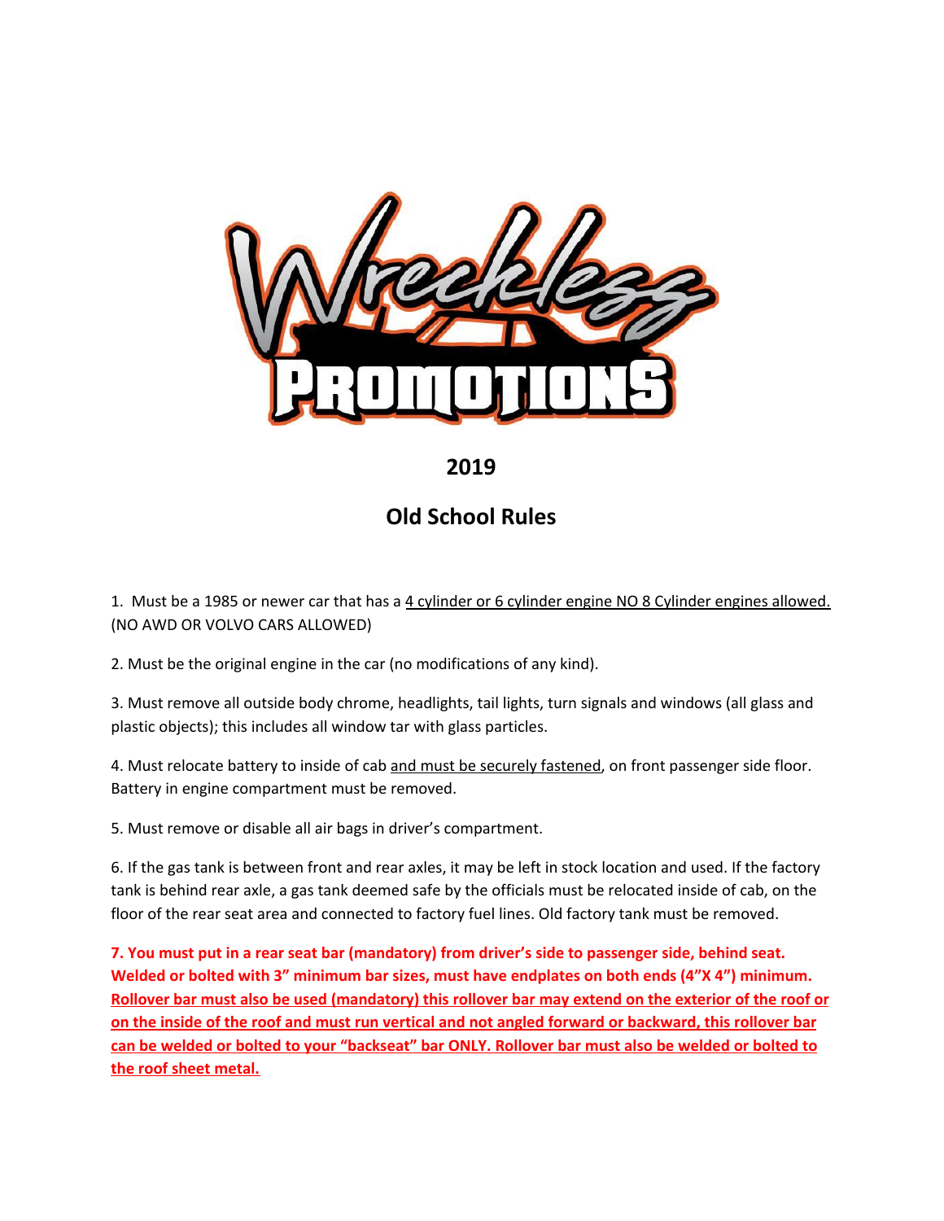# Wreckless Promotions

## 2019

## Old School Rules

1. Must be a 1985 or newer car that has a <u>4 cylinder or 6 cylinder engine NO 8 Cylinder engines allowed.</u> (NO AWD OR VOLVO CARS ALLOWED)

2. Must be the original engine in the car (no modifications of any kind).

3. Must remove all outside body chrome, headlights, tail lights, turn signals and windows (all glass and plastic objects); this includes all window tar with glass particles.

4. Must relocate battery to inside of cab <u>and must be securely fastened</u>, on front passenger side floor. Battery in engine compartment must be removed.

5. Must remove or disable all air bags in driver's compartment.

6. If the gas tank is between front and rear axles, it may be left in stock location and used. If the factory tank is behind rear axle, a gas tank deemed safe by the officials must be relocated inside of cab, on the floor of the rear seat area and connected to factory fuel lines. Old factory tank must be removed.

**7. You must put in a rear seat bar (mandatory) from driver's side to passenger side, behind seat. Welded or bolted with 3" minimum bar sizes, must have endplates on both ends (4"X 4") minimum. <u>Rollover bar must also be used (mandatory) this rollover bar may extend on the exterior of the roof or on the inside of the roof and must run vertical and not angled forward or backward, this rollover bar can be welded or bolted to your "backseat" bar ONLY. Rollover bar must also be welded or bolted to the roof sheet metal.</u>**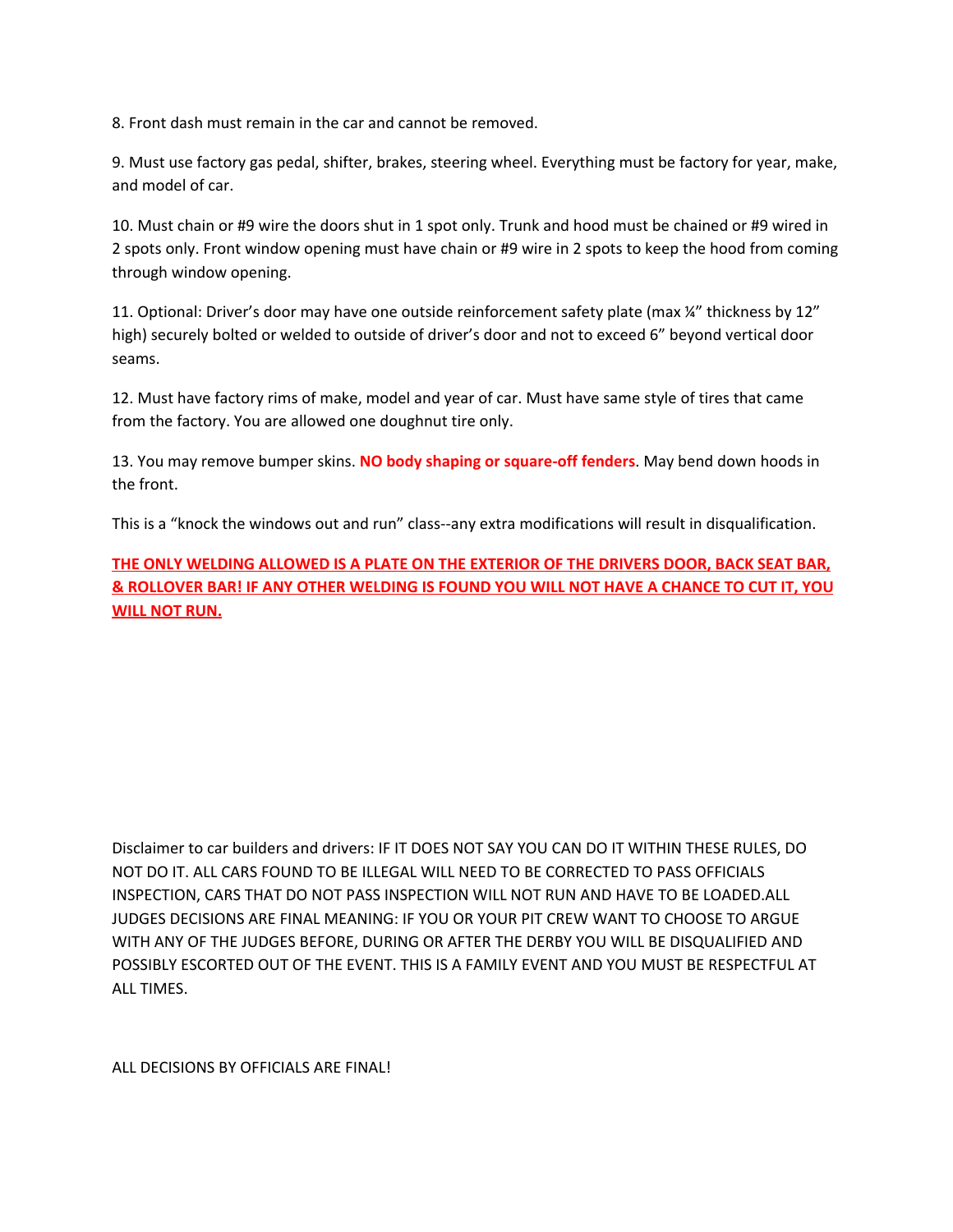8. Front dash must remain in the car and cannot be removed.

9. Must use factory gas pedal, shifter, brakes, steering wheel. Everything must be factory for year, make, and model of car.

10. Must chain or #9 wire the doors shut in 1 spot only. Trunk and hood must be chained or #9 wired in 2 spots only. Front window opening must have chain or #9 wire in 2 spots to keep the hood from coming through window opening.

11. Optional: Driver's door may have one outside reinforcement safety plate (max ¼" thickness by 12" high) securely bolted or welded to outside of driver's door and not to exceed 6" beyond vertical door seams.

12. Must have factory rims of make, model and year of car. Must have same style of tires that came from the factory. You are allowed one doughnut tire only.

13. You may remove bumper skins. **NO body shaping or square-off fenders**. May bend down hoods in the front.

This is a "knock the windows out and run" class--any extra modifications will result in disqualification.

**THE ONLY WELDING ALLOWED IS A PLATE ON THE EXTERIOR OF THE DRIVERS DOOR, BACK SEAT BAR, & ROLLOVER BAR! IF ANY OTHER WELDING IS FOUND YOU WILL NOT HAVE A CHANCE TO CUT IT, YOU WILL NOT RUN.**

Disclaimer to car builders and drivers: IF IT DOES NOT SAY YOU CAN DO IT WITHIN THESE RULES, DO NOT DO IT. ALL CARS FOUND TO BE ILLEGAL WILL NEED TO BE CORRECTED TO PASS OFFICIALS INSPECTION, CARS THAT DO NOT PASS INSPECTION WILL NOT RUN AND HAVE TO BE LOADED.ALL JUDGES DECISIONS ARE FINAL MEANING: IF YOU OR YOUR PIT CREW WANT TO CHOOSE TO ARGUE WITH ANY OF THE JUDGES BEFORE, DURING OR AFTER THE DERBY YOU WILL BE DISQUALIFIED AND POSSIBLY ESCORTED OUT OF THE EVENT. THIS IS A FAMILY EVENT AND YOU MUST BE RESPECTFUL AT ALL TIMES.

ALL DECISIONS BY OFFICIALS ARE FINAL!